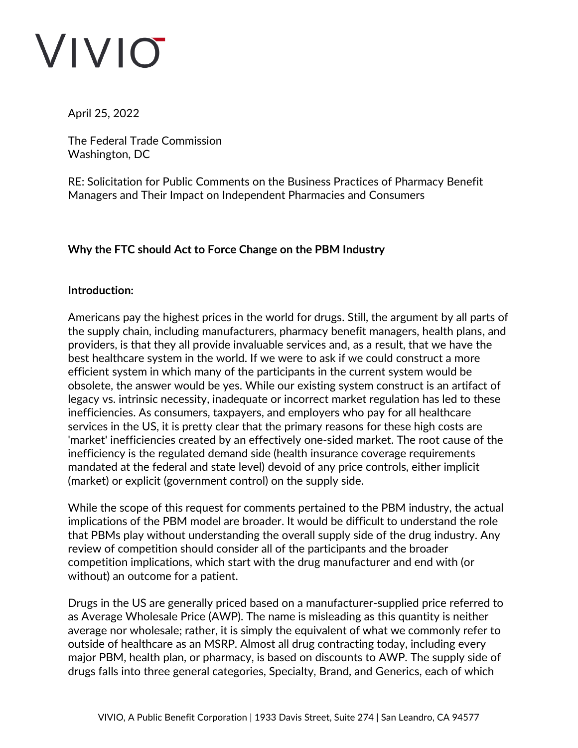VIVIO

April 25, 2022

The Federal Trade Commission
Washington, DC

RE: Solicitation for Public Comments on the Business Practices of Pharmacy Benefit Managers and Their Impact on Independent Pharmacies and Consumers

**Why the FTC should Act to Force Change on the PBM Industry**

**Introduction:**

Americans pay the highest prices in the world for drugs. Still, the argument by all parts of the supply chain, including manufacturers, pharmacy benefit managers, health plans, and providers, is that they all provide invaluable services and, as a result, that we have the best healthcare system in the world. If we were to ask if we could construct a more efficient system in which many of the participants in the current system would be obsolete, the answer would be yes. While our existing system construct is an artifact of legacy vs. intrinsic necessity, inadequate or incorrect market regulation has led to these inefficiencies. As consumers, taxpayers, and employers who pay for all healthcare services in the US, it is pretty clear that the primary reasons for these high costs are 'market' inefficiencies created by an effectively one-sided market. The root cause of the inefficiency is the regulated demand side (health insurance coverage requirements mandated at the federal and state level) devoid of any price controls, either implicit (market) or explicit (government control) on the supply side.

While the scope of this request for comments pertained to the PBM industry, the actual implications of the PBM model are broader. It would be difficult to understand the role that PBMs play without understanding the overall supply side of the drug industry. Any review of competition should consider all of the participants and the broader competition implications, which start with the drug manufacturer and end with (or without) an outcome for a patient.

Drugs in the US are generally priced based on a manufacturer-supplied price referred to as Average Wholesale Price (AWP). The name is misleading as this quantity is neither average nor wholesale; rather, it is simply the equivalent of what we commonly refer to outside of healthcare as an MSRP. Almost all drug contracting today, including every major PBM, health plan, or pharmacy, is based on discounts to AWP. The supply side of drugs falls into three general categories, Specialty, Brand, and Generics, each of which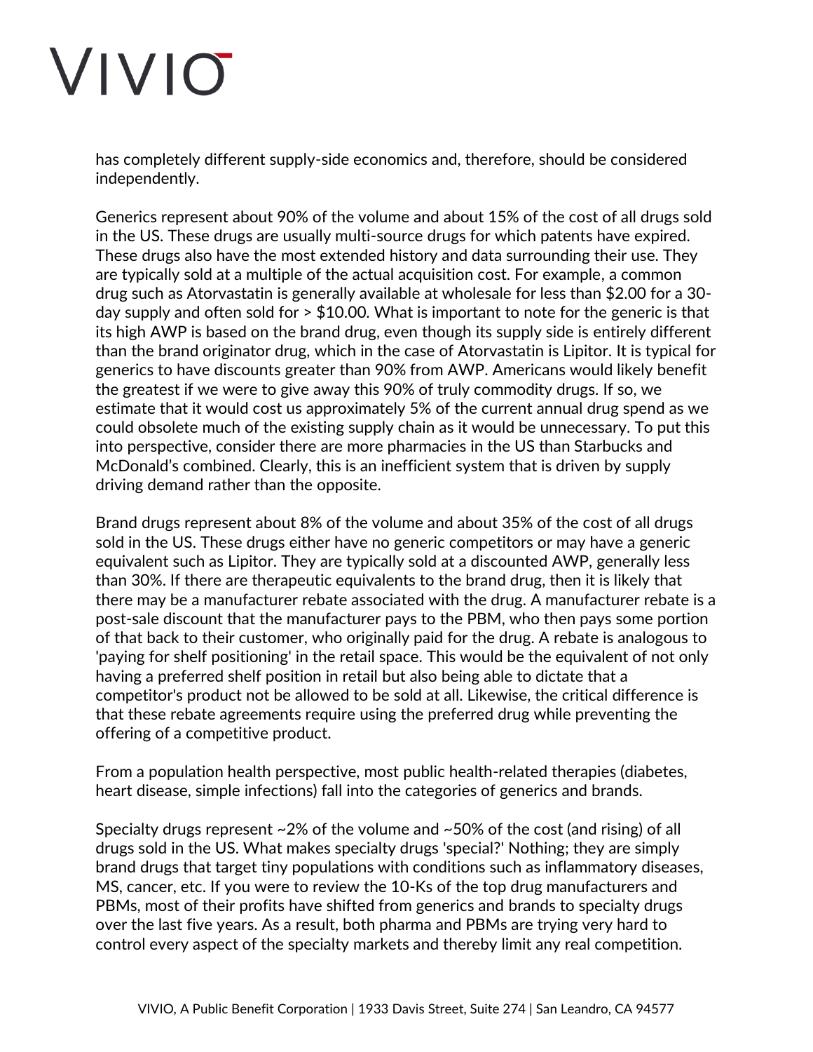has completely different supply-side economics and, therefore, should be considered independently.

Generics represent about 90% of the volume and about 15% of the cost of all drugs sold in the US. These drugs are usually multi-source drugs for which patents have expired. These drugs also have the most extended history and data surrounding their use. They are typically sold at a multiple of the actual acquisition cost. For example, a common drug such as Atorvastatin is generally available at wholesale for less than $2.00 for a 30-day supply and often sold for > $10.00. What is important to note for the generic is that its high AWP is based on the brand drug, even though its supply side is entirely different than the brand originator drug, which in the case of Atorvastatin is Lipitor. It is typical for generics to have discounts greater than 90% from AWP. Americans would likely benefit the greatest if we were to give away this 90% of truly commodity drugs. If so, we estimate that it would cost us approximately 5% of the current annual drug spend as we could obsolete much of the existing supply chain as it would be unnecessary. To put this into perspective, consider there are more pharmacies in the US than Starbucks and McDonald's combined. Clearly, this is an inefficient system that is driven by supply driving demand rather than the opposite.

Brand drugs represent about 8% of the volume and about 35% of the cost of all drugs sold in the US. These drugs either have no generic competitors or may have a generic equivalent such as Lipitor. They are typically sold at a discounted AWP, generally less than 30%. If there are therapeutic equivalents to the brand drug, then it is likely that there may be a manufacturer rebate associated with the drug. A manufacturer rebate is a post-sale discount that the manufacturer pays to the PBM, who then pays some portion of that back to their customer, who originally paid for the drug. A rebate is analogous to 'paying for shelf positioning' in the retail space. This would be the equivalent of not only having a preferred shelf position in retail but also being able to dictate that a competitor's product not be allowed to be sold at all. Likewise, the critical difference is that these rebate agreements require using the preferred drug while preventing the offering of a competitive product.

From a population health perspective, most public health-related therapies (diabetes, heart disease, simple infections) fall into the categories of generics and brands.

Specialty drugs represent ~2% of the volume and ~50% of the cost (and rising) of all drugs sold in the US. What makes specialty drugs 'special?' Nothing; they are simply brand drugs that target tiny populations with conditions such as inflammatory diseases, MS, cancer, etc. If you were to review the 10-Ks of the top drug manufacturers and PBMs, most of their profits have shifted from generics and brands to specialty drugs over the last five years. As a result, both pharma and PBMs are trying very hard to control every aspect of the specialty markets and thereby limit any real competition.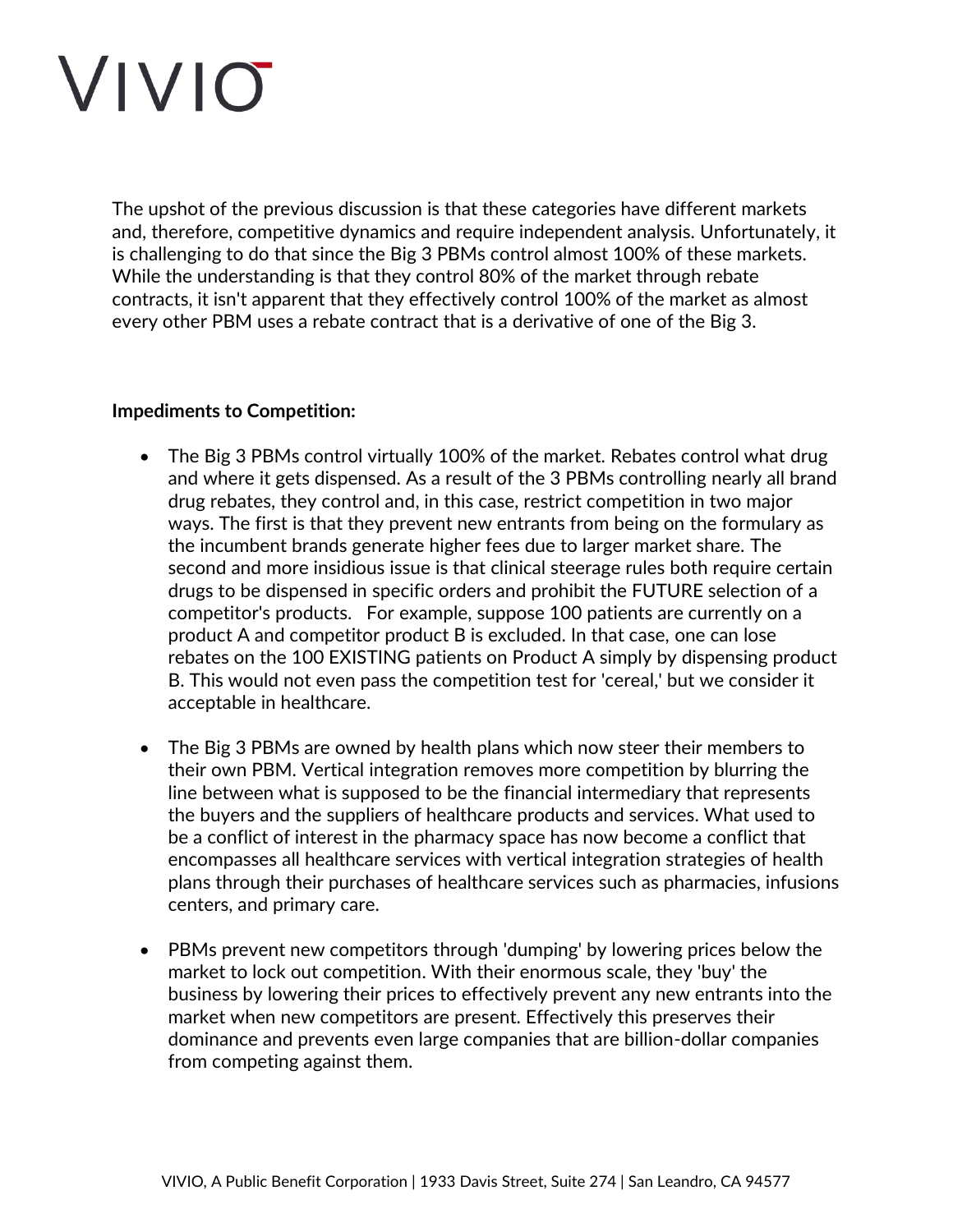The upshot of the previous discussion is that these categories have different markets and, therefore, competitive dynamics and require independent analysis. Unfortunately, it is challenging to do that since the Big 3 PBMs control almost 100% of these markets. While the understanding is that they control 80% of the market through rebate contracts, it isn't apparent that they effectively control 100% of the market as almost every other PBM uses a rebate contract that is a derivative of one of the Big 3.

**Impediments to Competition:**

- The Big 3 PBMs control virtually 100% of the market. Rebates control what drug and where it gets dispensed. As a result of the 3 PBMs controlling nearly all brand drug rebates, they control and, in this case, restrict competition in two major ways. The first is that they prevent new entrants from being on the formulary as the incumbent brands generate higher fees due to larger market share. The second and more insidious issue is that clinical steerage rules both require certain drugs to be dispensed in specific orders and prohibit the FUTURE selection of a competitor's products. For example, suppose 100 patients are currently on a product A and competitor product B is excluded. In that case, one can lose rebates on the 100 EXISTING patients on Product A simply by dispensing product B. This would not even pass the competition test for 'cereal,' but we consider it acceptable in healthcare.

- The Big 3 PBMs are owned by health plans which now steer their members to their own PBM. Vertical integration removes more competition by blurring the line between what is supposed to be the financial intermediary that represents the buyers and the suppliers of healthcare products and services. What used to be a conflict of interest in the pharmacy space has now become a conflict that encompasses all healthcare services with vertical integration strategies of health plans through their purchases of healthcare services such as pharmacies, infusions centers, and primary care.

- PBMs prevent new competitors through 'dumping' by lowering prices below the market to lock out competition. With their enormous scale, they 'buy' the business by lowering their prices to effectively prevent any new entrants into the market when new competitors are present. Effectively this preserves their dominance and prevents even large companies that are billion-dollar companies from competing against them.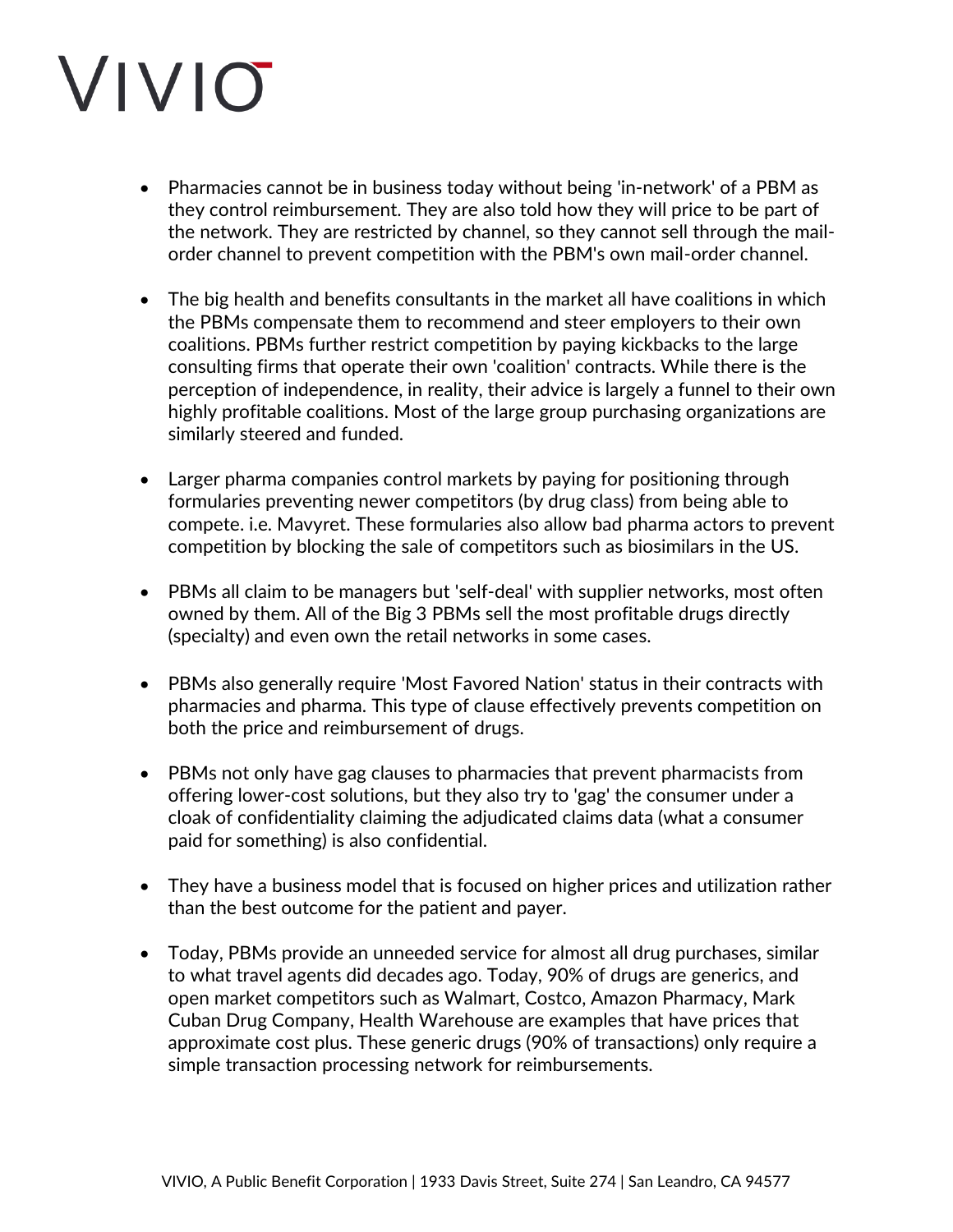- Pharmacies cannot be in business today without being 'in-network' of a PBM as they control reimbursement. They are also told how they will price to be part of the network. They are restricted by channel, so they cannot sell through the mail-order channel to prevent competition with the PBM's own mail-order channel.

- The big health and benefits consultants in the market all have coalitions in which the PBMs compensate them to recommend and steer employers to their own coalitions. PBMs further restrict competition by paying kickbacks to the large consulting firms that operate their own 'coalition' contracts. While there is the perception of independence, in reality, their advice is largely a funnel to their own highly profitable coalitions. Most of the large group purchasing organizations are similarly steered and funded.

- Larger pharma companies control markets by paying for positioning through formularies preventing newer competitors (by drug class) from being able to compete. i.e. Mavyret. These formularies also allow bad pharma actors to prevent competition by blocking the sale of competitors such as biosimilars in the US.

- PBMs all claim to be managers but 'self-deal' with supplier networks, most often owned by them. All of the Big 3 PBMs sell the most profitable drugs directly (specialty) and even own the retail networks in some cases.

- PBMs also generally require 'Most Favored Nation' status in their contracts with pharmacies and pharma. This type of clause effectively prevents competition on both the price and reimbursement of drugs.

- PBMs not only have gag clauses to pharmacies that prevent pharmacists from offering lower-cost solutions, but they also try to 'gag' the consumer under a cloak of confidentiality claiming the adjudicated claims data (what a consumer paid for something) is also confidential.

- They have a business model that is focused on higher prices and utilization rather than the best outcome for the patient and payer.

- Today, PBMs provide an unneeded service for almost all drug purchases, similar to what travel agents did decades ago. Today, 90% of drugs are generics, and open market competitors such as Walmart, Costco, Amazon Pharmacy, Mark Cuban Drug Company, Health Warehouse are examples that have prices that approximate cost plus. These generic drugs (90% of transactions) only require a simple transaction processing network for reimbursements.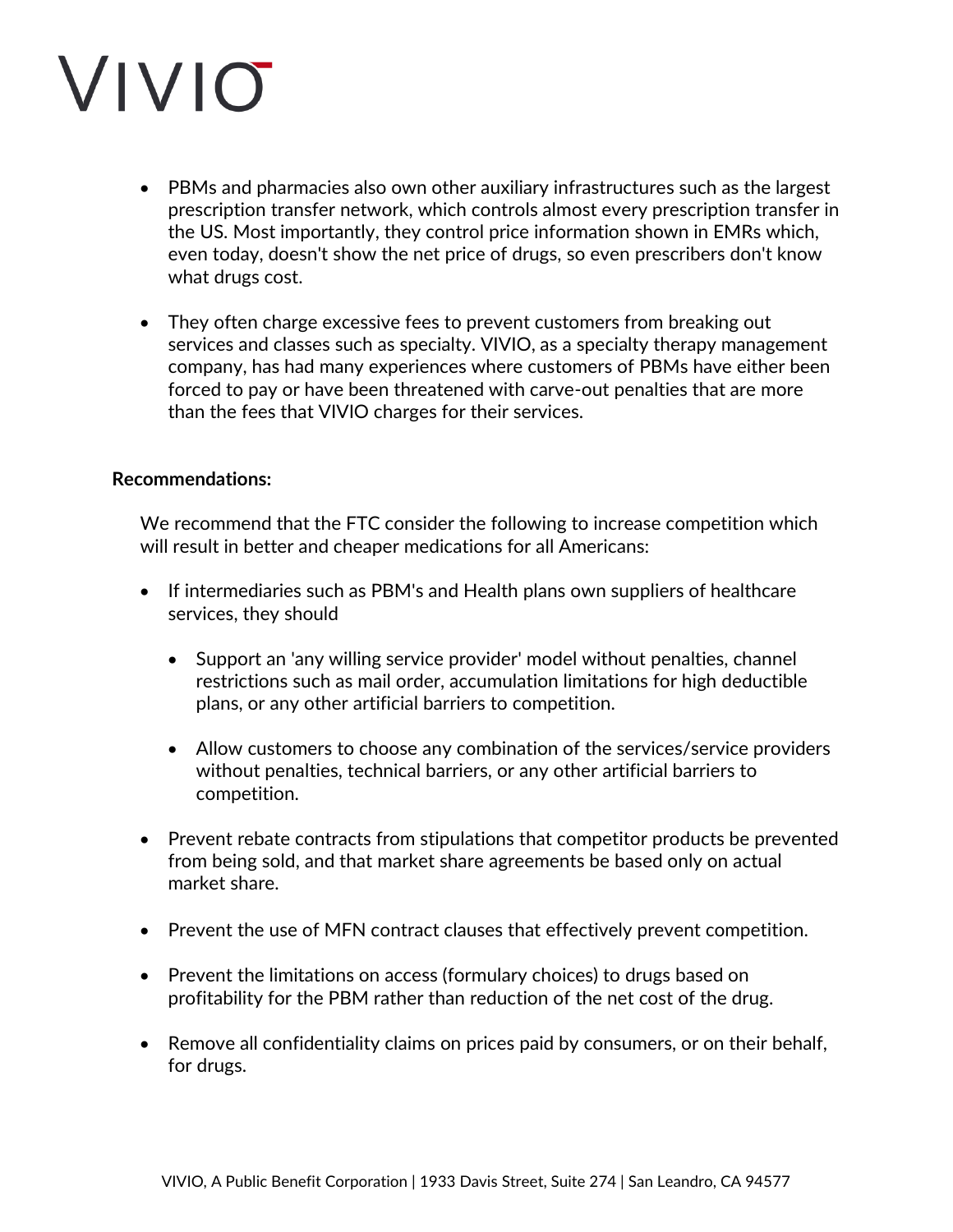- PBMs and pharmacies also own other auxiliary infrastructures such as the largest prescription transfer network, which controls almost every prescription transfer in the US. Most importantly, they control price information shown in EMRs which, even today, doesn't show the net price of drugs, so even prescribers don't know what drugs cost.

- They often charge excessive fees to prevent customers from breaking out services and classes such as specialty. VIVIO, as a specialty therapy management company, has had many experiences where customers of PBMs have either been forced to pay or have been threatened with carve-out penalties that are more than the fees that VIVIO charges for their services.

**Recommendations:**

We recommend that the FTC consider the following to increase competition which will result in better and cheaper medications for all Americans:

- If intermediaries such as PBM's and Health plans own suppliers of healthcare services, they should
  - Support an 'any willing service provider' model without penalties, channel restrictions such as mail order, accumulation limitations for high deductible plans, or any other artificial barriers to competition.
  - Allow customers to choose any combination of the services/service providers without penalties, technical barriers, or any other artificial barriers to competition.
- Prevent rebate contracts from stipulations that competitor products be prevented from being sold, and that market share agreements be based only on actual market share.
- Prevent the use of MFN contract clauses that effectively prevent competition.
- Prevent the limitations on access (formulary choices) to drugs based on profitability for the PBM rather than reduction of the net cost of the drug.
- Remove all confidentiality claims on prices paid by consumers, or on their behalf, for drugs.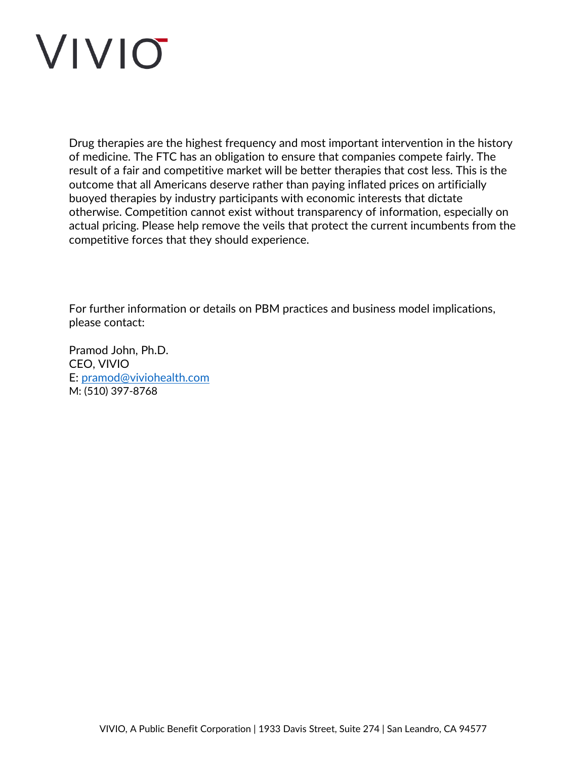Drug therapies are the highest frequency and most important intervention in the history of medicine. The FTC has an obligation to ensure that companies compete fairly. The result of a fair and competitive market will be better therapies that cost less. This is the outcome that all Americans deserve rather than paying inflated prices on artificially buoyed therapies by industry participants with economic interests that dictate otherwise. Competition cannot exist without transparency of information, especially on actual pricing. Please help remove the veils that protect the current incumbents from the competitive forces that they should experience.

For further information or details on PBM practices and business model implications, please contact:

Pramod John, Ph.D.
CEO, VIVIO
E: pramod@viviohealth.com
M: (510) 397-8768